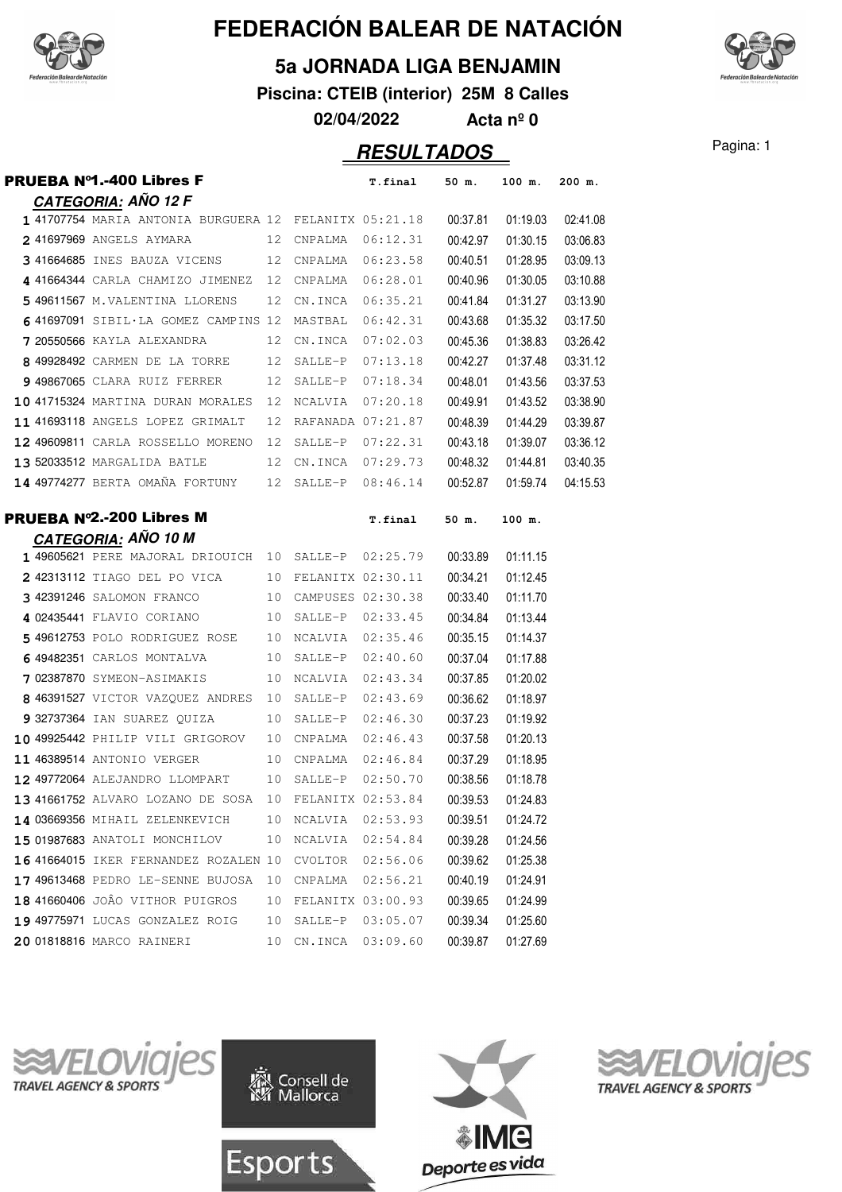# FEDERACIÓN BALEAR DE NATACIÓN

## 5a JORNADA LIGA BENJAMIN

**Piscina: CTEIB (interior) 25M 8 Calles**

**02/04/2022 Acta nº 0**

## RESULTADOS

### PRUEBA Nº1.-400 Libres F

**CATEGORIA: AÑO 12 F**

| Pos | Licencia | Nombre | Año | Club | T.final | 50 m. | 100 m. | 200 m. |
|---|---|---|---|---|---|---|---|---|
| 1 | 41707754 | MARIA ANTONIA BURGUERA | 12 | FELANITX | 05:21.18 | 00:37.81 | 01:19.03 | 02:41.08 |
| 2 | 41697969 | ANGELS AYMARA | 12 | CNPALMA | 06:12.31 | 00:42.97 | 01:30.15 | 03:06.83 |
| 3 | 41664685 | INES BAUZA VICENS | 12 | CNPALMA | 06:23.58 | 00:40.51 | 01:28.95 | 03:09.13 |
| 4 | 41664344 | CARLA CHAMIZO JIMENEZ | 12 | CNPALMA | 06:28.01 | 00:40.96 | 01:30.05 | 03:10.88 |
| 5 | 49611567 | M.VALENTINA LLORENS | 12 | CN.INCA | 06:35.21 | 00:41.84 | 01:31.27 | 03:13.90 |
| 6 | 41697091 | SIBIL·LA GOMEZ CAMPINS | 12 | MASTBAL | 06:42.31 | 00:43.68 | 01:35.32 | 03:17.50 |
| 7 | 20550566 | KAYLA ALEXANDRA | 12 | CN.INCA | 07:02.03 | 00:45.36 | 01:38.83 | 03:26.42 |
| 8 | 49928492 | CARMEN DE LA TORRE | 12 | SALLE-P | 07:13.18 | 00:42.27 | 01:37.48 | 03:31.12 |
| 9 | 49867065 | CLARA RUIZ FERRER | 12 | SALLE-P | 07:18.34 | 00:48.01 | 01:43.56 | 03:37.53 |
| 10 | 41715324 | MARTINA DURAN MORALES | 12 | NCALVIA | 07:20.18 | 00:49.91 | 01:43.52 | 03:38.90 |
| 11 | 41693118 | ANGELS LOPEZ GRIMALT | 12 | RAFANADA | 07:21.87 | 00:48.39 | 01:44.29 | 03:39.87 |
| 12 | 49609811 | CARLA ROSSELLO MORENO | 12 | SALLE-P | 07:22.31 | 00:43.18 | 01:39.07 | 03:36.12 |
| 13 | 52033512 | MARGALIDA BATLE | 12 | CN.INCA | 07:29.73 | 00:48.32 | 01:44.81 | 03:40.35 |
| 14 | 49774277 | BERTA OMAÑA FORTUNY | 12 | SALLE-P | 08:46.14 | 00:52.87 | 01:59.74 | 04:15.53 |

### PRUEBA Nº2.-200 Libres M

**CATEGORIA: AÑO 10 M**

| Pos | Licencia | Nombre | Año | Club | T.final | 50 m. | 100 m. |
|---|---|---|---|---|---|---|---|
| 1 | 49605621 | PERE MAJORAL DRIOUICH | 10 | SALLE-P | 02:25.79 | 00:33.89 | 01:11.15 |
| 2 | 42313112 | TIAGO DEL PO VICA | 10 | FELANITX | 02:30.11 | 00:34.21 | 01:12.45 |
| 3 | 42391246 | SALOMON FRANCO | 10 | CAMPUSES | 02:30.38 | 00:33.40 | 01:11.70 |
| 4 | 02435441 | FLAVIO CORIANO | 10 | SALLE-P | 02:33.45 | 00:34.84 | 01:13.44 |
| 5 | 49612753 | POLO RODRIGUEZ ROSE | 10 | NCALVIA | 02:35.46 | 00:35.15 | 01:14.37 |
| 6 | 49482351 | CARLOS MONTALVA | 10 | SALLE-P | 02:40.60 | 00:37.04 | 01:17.88 |
| 7 | 02387870 | SYMEON-ASIMAKIS | 10 | NCALVIA | 02:43.34 | 00:37.85 | 01:20.02 |
| 8 | 46391527 | VICTOR VAZQUEZ ANDRES | 10 | SALLE-P | 02:43.69 | 00:36.62 | 01:18.97 |
| 9 | 32737364 | IAN SUAREZ QUIZA | 10 | SALLE-P | 02:46.30 | 00:37.23 | 01:19.92 |
| 10 | 49925442 | PHILIP VILI GRIGOROV | 10 | CNPALMA | 02:46.43 | 00:37.58 | 01:20.13 |
| 11 | 46389514 | ANTONIO VERGER | 10 | CNPALMA | 02:46.84 | 00:37.29 | 01:18.95 |
| 12 | 49772064 | ALEJANDRO LLOMPART | 10 | SALLE-P | 02:50.70 | 00:38.56 | 01:18.78 |
| 13 | 41661752 | ALVARO LOZANO DE SOSA | 10 | FELANITX | 02:53.84 | 00:39.53 | 01:24.83 |
| 14 | 03669356 | MIHAIL ZELENKEVICH | 10 | NCALVIA | 02:53.93 | 00:39.51 | 01:24.72 |
| 15 | 01987683 | ANATOLI MONCHILOV | 10 | NCALVIA | 02:54.84 | 00:39.28 | 01:24.56 |
| 16 | 41664015 | IKER FERNANDEZ ROZALEN | 10 | CVOLTOR | 02:56.06 | 00:39.62 | 01:25.38 |
| 17 | 49613468 | PEDRO LE-SENNE BUJOSA | 10 | CNPALMA | 02:56.21 | 00:40.19 | 01:24.91 |
| 18 | 41660406 | JOÃO VITHOR PUIGROS | 10 | FELANITX | 03:00.93 | 00:39.65 | 01:24.99 |
| 19 | 49775971 | LUCAS GONZALEZ ROIG | 10 | SALLE-P | 03:05.07 | 00:39.34 | 01:25.60 |
| 20 | 01818816 | MARCO RAINERI | 10 | CN.INCA | 03:09.60 | 00:39.87 | 01:27.69 |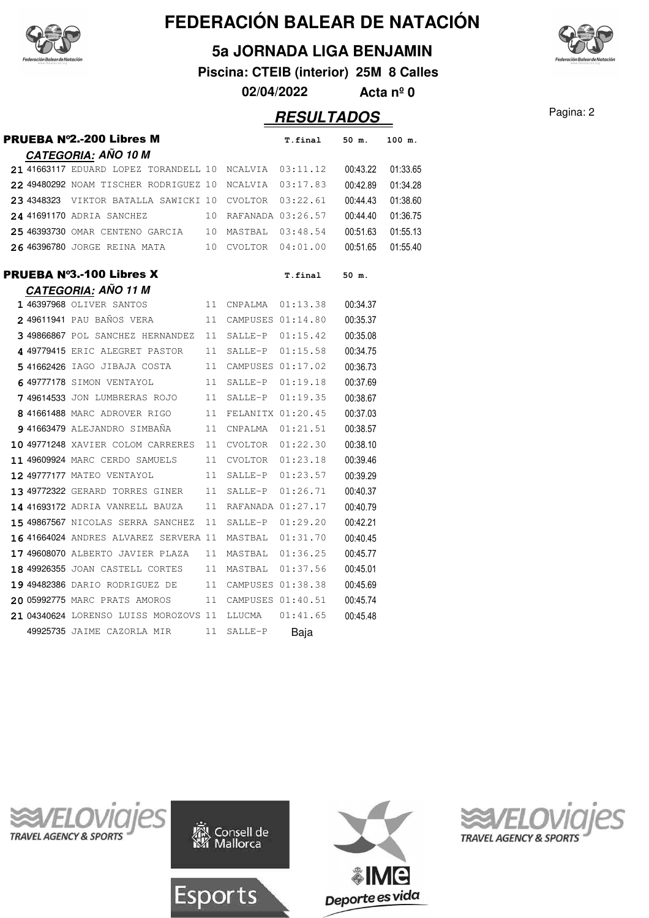# FEDERACIÓN BALEAR DE NATACIÓN

## 5a JORNADA LIGA BENJAMIN

**Piscina: CTEIB (interior) 25M 8 Calles**

**02/04/2022** **Acta nº 0**

## RESULTADOS

### PRUEBA Nº2.-200 Libres M

**CATEGORIA: AÑO 10 M**

| Pos. | Licencia | Nombre | Año | Club | T.final | 50 m. | 100 m. |
|---|---|---|---|---|---|---|---|
| 21 | 41663117 | EDUARD LOPEZ TORANDELL | 10 | NCALVIA | 03:11.12 | 00:43.22 | 01:33.65 |
| 22 | 49480292 | NOAM TISCHER RODRIGUEZ | 10 | NCALVIA | 03:17.83 | 00:42.89 | 01:34.28 |
| 23 | 4348323 | VIKTOR BATALLA SAWICKI | 10 | CVOLTOR | 03:22.61 | 00:44.43 | 01:38.60 |
| 24 | 41691170 | ADRIA SANCHEZ | 10 | RAFANADA | 03:26.57 | 00:44.40 | 01:36.75 |
| 25 | 46393730 | OMAR CENTENO GARCIA | 10 | MASTBAL | 03:48.54 | 00:51.63 | 01:55.13 |
| 26 | 46396780 | JORGE REINA MATA | 10 | CVOLTOR | 04:01.00 | 00:51.65 | 01:55.40 |

### PRUEBA Nº3.-100 Libres X

**CATEGORIA: AÑO 11 M**

| Pos. | Licencia | Nombre | Año | Club | T.final | 50 m. |
|---|---|---|---|---|---|---|
| 1 | 46397968 | OLIVER SANTOS | 11 | CNPALMA | 01:13.38 | 00:34.37 |
| 2 | 49611941 | PAU BAÑOS VERA | 11 | CAMPUSES | 01:14.80 | 00:35.37 |
| 3 | 49866867 | POL SANCHEZ HERNANDEZ | 11 | SALLE-P | 01:15.42 | 00:35.08 |
| 4 | 49779415 | ERIC ALEGRET PASTOR | 11 | SALLE-P | 01:15.58 | 00:34.75 |
| 5 | 41662426 | IAGO JIBAJA COSTA | 11 | CAMPUSES | 01:17.02 | 00:36.73 |
| 6 | 49777178 | SIMON VENTAYOL | 11 | SALLE-P | 01:19.18 | 00:37.69 |
| 7 | 49614533 | JON LUMBRERAS ROJO | 11 | SALLE-P | 01:19.35 | 00:38.67 |
| 8 | 41661488 | MARC ADROVER RIGO | 11 | FELANITX | 01:20.45 | 00:37.03 |
| 9 | 41663479 | ALEJANDRO SIMBAÑA | 11 | CNPALMA | 01:21.51 | 00:38.57 |
| 10 | 49771248 | XAVIER COLOM CARRERES | 11 | CVOLTOR | 01:22.30 | 00:38.10 |
| 11 | 49609924 | MARC CERDO SAMUELS | 11 | CVOLTOR | 01:23.18 | 00:39.46 |
| 12 | 49777177 | MATEO VENTAYOL | 11 | SALLE-P | 01:23.57 | 00:39.29 |
| 13 | 49772322 | GERARD TORRES GINER | 11 | SALLE-P | 01:26.71 | 00:40.37 |
| 14 | 41693172 | ADRIA VANRELL BAUZA | 11 | RAFANADA | 01:27.17 | 00:40.79 |
| 15 | 49867567 | NICOLAS SERRA SANCHEZ | 11 | SALLE-P | 01:29.20 | 00:42.21 |
| 16 | 41664024 | ANDRES ALVAREZ SERVERA | 11 | MASTBAL | 01:31.70 | 00:40.45 |
| 17 | 49608070 | ALBERTO JAVIER PLAZA | 11 | MASTBAL | 01:36.25 | 00:45.77 |
| 18 | 49926355 | JOAN CASTELL CORTES | 11 | MASTBAL | 01:37.56 | 00:45.01 |
| 19 | 49482386 | DARIO RODRIGUEZ DE | 11 | CAMPUSES | 01:38.38 | 00:45.69 |
| 20 | 05992775 | MARC PRATS AMOROS | 11 | CAMPUSES | 01:40.51 | 00:45.74 |
| 21 | 04340624 | LORENSO LUISS MOROZOVS | 11 | LLUCMA | 01:41.65 | 00:45.48 |
| | 49925735 | JAIME CAZORLA MIR | 11 | SALLE-P | Baja | |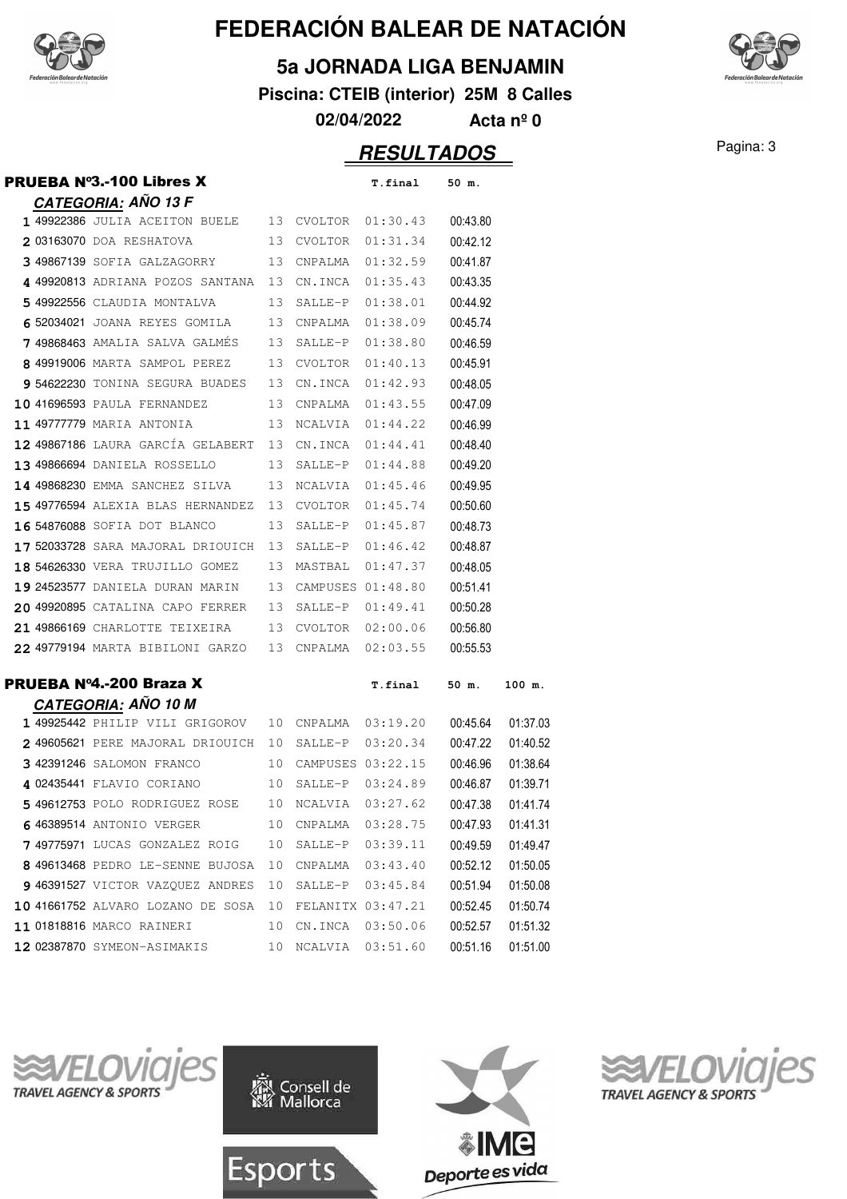# FEDERACIÓN BALEAR DE NATACIÓN

## 5a JORNADA LIGA BENJAMIN

**Piscina: CTEIB (interior) 25M 8 Calles**

**02/04/2022** **Acta nº 0**

## RESULTADOS

### PRUEBA Nº3.-100 Libres X

**CATEGORIA: AÑO 13 F**

| Pos | Licencia | Nombre | Año | Club | T.final | 50 m. |
|---|---|---|---|---|---|---|
| 1 | 49922386 | JULIA ACEITON BUELE | 13 | CVOLTOR | 01:30.43 | 00:43.80 |
| 2 | 03163070 | DOA RESHATOVA | 13 | CVOLTOR | 01:31.34 | 00:42.12 |
| 3 | 49867139 | SOFIA GALZAGORRY | 13 | CNPALMA | 01:32.59 | 00:41.87 |
| 4 | 49920813 | ADRIANA POZOS SANTANA | 13 | CN.INCA | 01:35.43 | 00:43.35 |
| 5 | 49922556 | CLAUDIA MONTALVA | 13 | SALLE-P | 01:38.01 | 00:44.92 |
| 6 | 52034021 | JOANA REYES GOMILA | 13 | CNPALMA | 01:38.09 | 00:45.74 |
| 7 | 49868463 | AMALIA SALVA GALMÉS | 13 | SALLE-P | 01:38.80 | 00:46.59 |
| 8 | 49919006 | MARTA SAMPOL PEREZ | 13 | CVOLTOR | 01:40.13 | 00:45.91 |
| 9 | 54622230 | TONINA SEGURA BUADES | 13 | CN.INCA | 01:42.93 | 00:48.05 |
| 10 | 41696593 | PAULA FERNANDEZ | 13 | CNPALMA | 01:43.55 | 00:47.09 |
| 11 | 49777779 | MARIA ANTONIA | 13 | NCALVIA | 01:44.22 | 00:46.99 |
| 12 | 49867186 | LAURA GARCÍA GELABERT | 13 | CN.INCA | 01:44.41 | 00:48.40 |
| 13 | 49866694 | DANIELA ROSSELLO | 13 | SALLE-P | 01:44.88 | 00:49.20 |
| 14 | 49868230 | EMMA SANCHEZ SILVA | 13 | NCALVIA | 01:45.46 | 00:49.95 |
| 15 | 49776594 | ALEXIA BLAS HERNANDEZ | 13 | CVOLTOR | 01:45.74 | 00:50.60 |
| 16 | 54876088 | SOFIA DOT BLANCO | 13 | SALLE-P | 01:45.87 | 00:48.73 |
| 17 | 52033728 | SARA MAJORAL DRIOUICH | 13 | SALLE-P | 01:46.42 | 00:48.87 |
| 18 | 54626330 | VERA TRUJILLO GOMEZ | 13 | MASTBAL | 01:47.37 | 00:48.05 |
| 19 | 24523577 | DANIELA DURAN MARIN | 13 | CAMPUSES | 01:48.80 | 00:51.41 |
| 20 | 49920895 | CATALINA CAPO FERRER | 13 | SALLE-P | 01:49.41 | 00:50.28 |
| 21 | 49866169 | CHARLOTTE TEIXEIRA | 13 | CVOLTOR | 02:00.06 | 00:56.80 |
| 22 | 49779194 | MARTA BIBILONI GARZO | 13 | CNPALMA | 02:03.55 | 00:55.53 |

### PRUEBA Nº4.-200 Braza X

**CATEGORIA: AÑO 10 M**

| Pos | Licencia | Nombre | Año | Club | T.final | 50 m. | 100 m. |
|---|---|---|---|---|---|---|---|
| 1 | 49925442 | PHILIP VILI GRIGOROV | 10 | CNPALMA | 03:19.20 | 00:45.64 | 01:37.03 |
| 2 | 49605621 | PERE MAJORAL DRIOUICH | 10 | SALLE-P | 03:20.34 | 00:47.22 | 01:40.52 |
| 3 | 42391246 | SALOMON FRANCO | 10 | CAMPUSES | 03:22.15 | 00:46.96 | 01:38.64 |
| 4 | 02435441 | FLAVIO CORIANO | 10 | SALLE-P | 03:24.89 | 00:46.87 | 01:39.71 |
| 5 | 49612753 | POLO RODRIGUEZ ROSE | 10 | NCALVIA | 03:27.62 | 00:47.38 | 01:41.74 |
| 6 | 46389514 | ANTONIO VERGER | 10 | CNPALMA | 03:28.75 | 00:47.93 | 01:41.31 |
| 7 | 49775971 | LUCAS GONZALEZ ROIG | 10 | SALLE-P | 03:39.11 | 00:49.59 | 01:49.47 |
| 8 | 49613468 | PEDRO LE-SENNE BUJOSA | 10 | CNPALMA | 03:43.40 | 00:52.12 | 01:50.05 |
| 9 | 46391527 | VICTOR VAZQUEZ ANDRES | 10 | SALLE-P | 03:45.84 | 00:51.94 | 01:50.08 |
| 10 | 41661752 | ALVARO LOZANO DE SOSA | 10 | FELANITX | 03:47.21 | 00:52.45 | 01:50.74 |
| 11 | 01818816 | MARCO RAINERI | 10 | CN.INCA | 03:50.06 | 00:52.57 | 01:51.32 |
| 12 | 02387870 | SYMEON-ASIMAKIS | 10 | NCALVIA | 03:51.60 | 00:51.16 | 01:51.00 |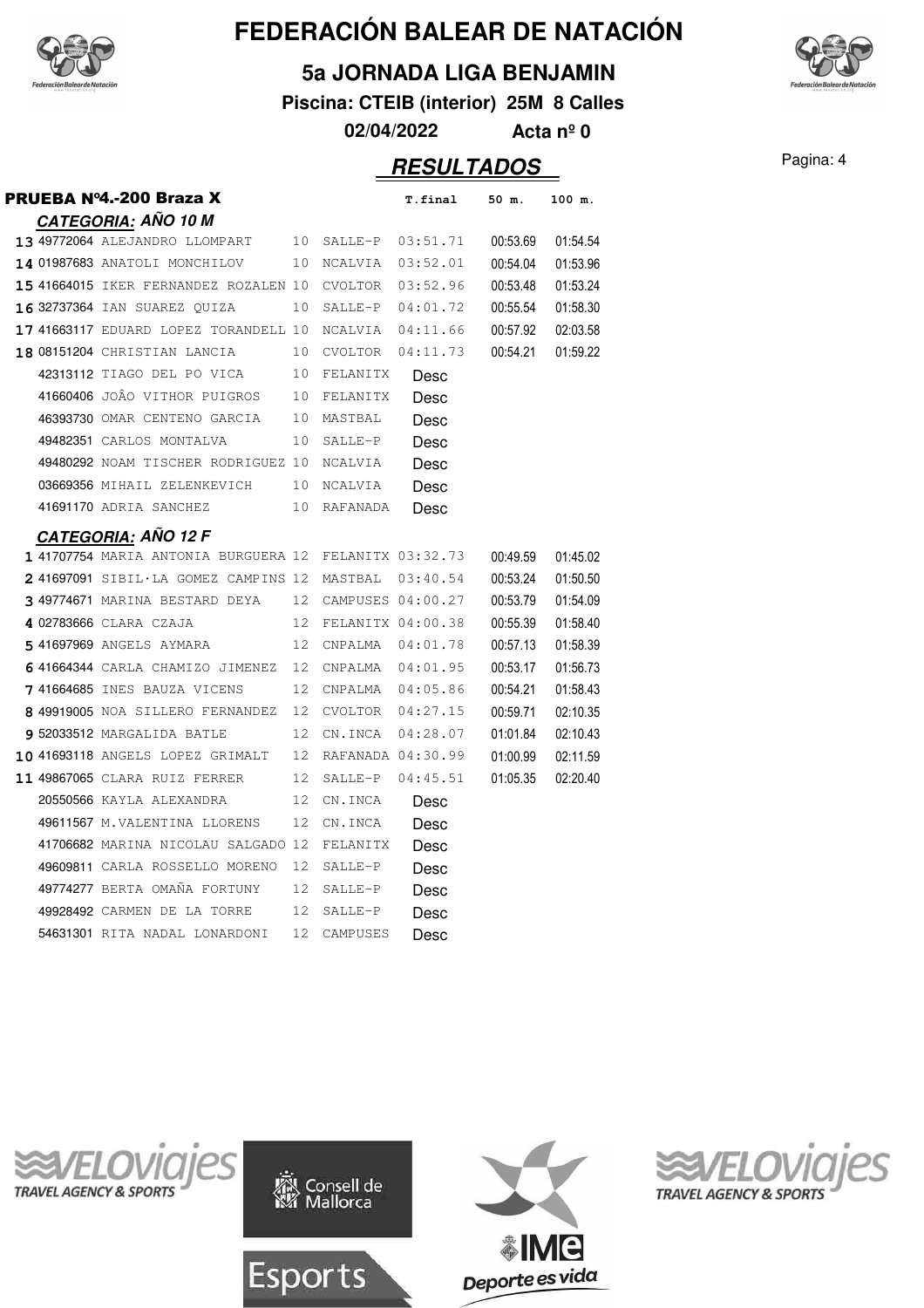# FEDERACIÓN BALEAR DE NATACIÓN

## 5a JORNADA LIGA BENJAMIN

**Piscina: CTEIB (interior) 25M 8 Calles**

**02/04/2022** **Acta nº 0**

## RESULTADOS

### PRUEBA Nº4.-200 Braza X

#### CATEGORIA: AÑO 10 M

| Pos | Licencia | Nombre | Año | Club | T.final | 50 m. | 100 m. |
|---|---|---|---|---|---|---|---|
| 13 | 49772064 | ALEJANDRO LLOMPART | 10 | SALLE-P | 03:51.71 | 00:53.69 | 01:54.54 |
| 14 | 01987683 | ANATOLI MONCHILOV | 10 | NCALVIA | 03:52.01 | 00:54.04 | 01:53.96 |
| 15 | 41664015 | IKER FERNANDEZ ROZALEN | 10 | CVOLTOR | 03:52.96 | 00:53.48 | 01:53.24 |
| 16 | 32737364 | IAN SUAREZ QUIZA | 10 | SALLE-P | 04:01.72 | 00:55.54 | 01:58.30 |
| 17 | 41663117 | EDUARD LOPEZ TORANDELL | 10 | NCALVIA | 04:11.66 | 00:57.92 | 02:03.58 |
| 18 | 08151204 | CHRISTIAN LANCIA | 10 | CVOLTOR | 04:11.73 | 00:54.21 | 01:59.22 |
| | 42313112 | TIAGO DEL PO VICA | 10 | FELANITX | Desc | | |
| | 41660406 | JOÂO VITHOR PUIGROS | 10 | FELANITX | Desc | | |
| | 46393730 | OMAR CENTENO GARCIA | 10 | MASTBAL | Desc | | |
| | 49482351 | CARLOS MONTALVA | 10 | SALLE-P | Desc | | |
| | 49480292 | NOAM TISCHER RODRIGUEZ | 10 | NCALVIA | Desc | | |
| | 03669356 | MIHAIL ZELENKEVICH | 10 | NCALVIA | Desc | | |
| | 41691170 | ADRIA SANCHEZ | 10 | RAFANADA | Desc | | |

#### CATEGORIA: AÑO 12 F

| Pos | Licencia | Nombre | Año | Club | T.final | 50 m. | 100 m. |
|---|---|---|---|---|---|---|---|
| 1 | 41707754 | MARIA ANTONIA BURGUERA | 12 | FELANITX | 03:32.73 | 00:49.59 | 01:45.02 |
| 2 | 41697091 | SIBIL·LA GOMEZ CAMPINS | 12 | MASTBAL | 03:40.54 | 00:53.24 | 01:50.50 |
| 3 | 49774671 | MARINA BESTARD DEYA | 12 | CAMPUSES | 04:00.27 | 00:53.79 | 01:54.09 |
| 4 | 02783666 | CLARA CZAJA | 12 | FELANITX | 04:00.38 | 00:55.39 | 01:58.40 |
| 5 | 41697969 | ANGELS AYMARA | 12 | CNPALMA | 04:01.78 | 00:57.13 | 01:58.39 |
| 6 | 41664344 | CARLA CHAMIZO JIMENEZ | 12 | CNPALMA | 04:01.95 | 00:53.17 | 01:56.73 |
| 7 | 41664685 | INES BAUZA VICENS | 12 | CNPALMA | 04:05.86 | 00:54.21 | 01:58.43 |
| 8 | 49919005 | NOA SILLERO FERNANDEZ | 12 | CVOLTOR | 04:27.15 | 00:59.71 | 02:10.35 |
| 9 | 52033512 | MARGALIDA BATLE | 12 | CN.INCA | 04:28.07 | 01:01.84 | 02:10.43 |
| 10 | 41693118 | ANGELS LOPEZ GRIMALT | 12 | RAFANADA | 04:30.99 | 01:00.99 | 02:11.59 |
| 11 | 49867065 | CLARA RUIZ FERRER | 12 | SALLE-P | 04:45.51 | 01:05.35 | 02:20.40 |
| | 20550566 | KAYLA ALEXANDRA | 12 | CN.INCA | Desc | | |
| | 49611567 | M.VALENTINA LLORENS | 12 | CN.INCA | Desc | | |
| | 41706682 | MARINA NICOLAU SALGADO | 12 | FELANITX | Desc | | |
| | 49609811 | CARLA ROSSELLO MORENO | 12 | SALLE-P | Desc | | |
| | 49774277 | BERTA OMAÑA FORTUNY | 12 | SALLE-P | Desc | | |
| | 49928492 | CARMEN DE LA TORRE | 12 | SALLE-P | Desc | | |
| | 54631301 | RITA NADAL LONARDONI | 12 | CAMPUSES | Desc | | |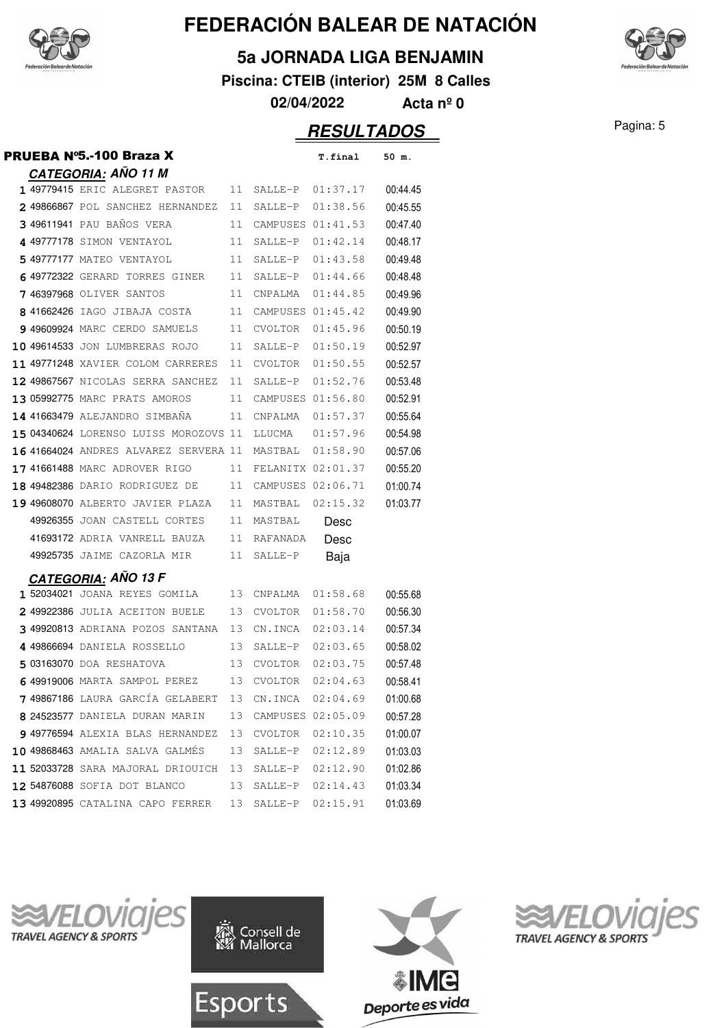# FEDERACIÓN BALEAR DE NATACIÓN

## 5a JORNADA LIGA BENJAMIN

**Piscina: CTEIB (interior) 25M 8 Calles**

**02/04/2022 Acta nº 0**

## RESULTADOS

### PRUEBA Nº5.-100 Braza X

#### CATEGORIA: AÑO 11 M

| Pos. | Licencia | Nombre | Año | Club | T.final | 50 m. |
|---|---|---|---|---|---|---|
| 1 | 49779415 | ERIC ALEGRET PASTOR | 11 | SALLE-P | 01:37.17 | 00:44.45 |
| 2 | 49866867 | POL SANCHEZ HERNANDEZ | 11 | SALLE-P | 01:38.56 | 00:45.55 |
| 3 | 49611941 | PAU BAÑOS VERA | 11 | CAMPUSES | 01:41.53 | 00:47.40 |
| 4 | 49777178 | SIMON VENTAYOL | 11 | SALLE-P | 01:42.14 | 00:48.17 |
| 5 | 49777177 | MATEO VENTAYOL | 11 | SALLE-P | 01:43.58 | 00:49.48 |
| 6 | 49772322 | GERARD TORRES GINER | 11 | SALLE-P | 01:44.66 | 00:48.48 |
| 7 | 46397968 | OLIVER SANTOS | 11 | CNPALMA | 01:44.85 | 00:49.96 |
| 8 | 41662426 | IAGO JIBAJA COSTA | 11 | CAMPUSES | 01:45.42 | 00:49.90 |
| 9 | 49609924 | MARC CERDO SAMUELS | 11 | CVOLTOR | 01:45.96 | 00:50.19 |
| 10 | 49614533 | JON LUMBRERAS ROJO | 11 | SALLE-P | 01:50.19 | 00:52.97 |
| 11 | 49771248 | XAVIER COLOM CARRERES | 11 | CVOLTOR | 01:50.55 | 00:52.57 |
| 12 | 49867567 | NICOLAS SERRA SANCHEZ | 11 | SALLE-P | 01:52.76 | 00:53.48 |
| 13 | 05992775 | MARC PRATS AMOROS | 11 | CAMPUSES | 01:56.80 | 00:52.91 |
| 14 | 41663479 | ALEJANDRO SIMBAÑA | 11 | CNPALMA | 01:57.37 | 00:55.64 |
| 15 | 04340624 | LORENSO LUISS MOROZOVS | 11 | LLUCMA | 01:57.96 | 00:54.98 |
| 16 | 41664024 | ANDRES ALVAREZ SERVERA | 11 | MASTBAL | 01:58.90 | 00:57.06 |
| 17 | 41661488 | MARC ADROVER RIGO | 11 | FELANITX | 02:01.37 | 00:55.20 |
| 18 | 49482386 | DARIO RODRIGUEZ DE | 11 | CAMPUSES | 02:06.71 | 01:00.74 |
| 19 | 49608070 | ALBERTO JAVIER PLAZA | 11 | MASTBAL | 02:15.32 | 01:03.77 |
| | 49926355 | JOAN CASTELL CORTES | 11 | MASTBAL | Desc | |
| | 41693172 | ADRIA VANRELL BAUZA | 11 | RAFANADA | Desc | |
| | 49925735 | JAIME CAZORLA MIR | 11 | SALLE-P | Baja | |

#### CATEGORIA: AÑO 13 F

| Pos. | Licencia | Nombre | Año | Club | T.final | 50 m. |
|---|---|---|---|---|---|---|
| 1 | 52034021 | JOANA REYES GOMILA | 13 | CNPALMA | 01:58.68 | 00:55.68 |
| 2 | 49922386 | JULIA ACEITON BUELE | 13 | CVOLTOR | 01:58.70 | 00:56.30 |
| 3 | 49920813 | ADRIANA POZOS SANTANA | 13 | CN.INCA | 02:03.14 | 00:57.34 |
| 4 | 49866694 | DANIELA ROSSELLO | 13 | SALLE-P | 02:03.65 | 00:58.02 |
| 5 | 03163070 | DOA RESHATOVA | 13 | CVOLTOR | 02:03.75 | 00:57.48 |
| 6 | 49919006 | MARTA SAMPOL PEREZ | 13 | CVOLTOR | 02:04.63 | 00:58.41 |
| 7 | 49867186 | LAURA GARCÍA GELABERT | 13 | CN.INCA | 02:04.69 | 01:00.68 |
| 8 | 24523577 | DANIELA DURAN MARIN | 13 | CAMPUSES | 02:05.09 | 00:57.28 |
| 9 | 49776594 | ALEXIA BLAS HERNANDEZ | 13 | CVOLTOR | 02:10.35 | 01:00.07 |
| 10 | 49868463 | AMALIA SALVA GALMÉS | 13 | SALLE-P | 02:12.89 | 01:03.03 |
| 11 | 52033728 | SARA MAJORAL DRIOUICH | 13 | SALLE-P | 02:12.90 | 01:02.86 |
| 12 | 54876088 | SOFIA DOT BLANCO | 13 | SALLE-P | 02:14.43 | 01:03.34 |
| 13 | 49920895 | CATALINA CAPO FERRER | 13 | SALLE-P | 02:15.91 | 01:03.69 |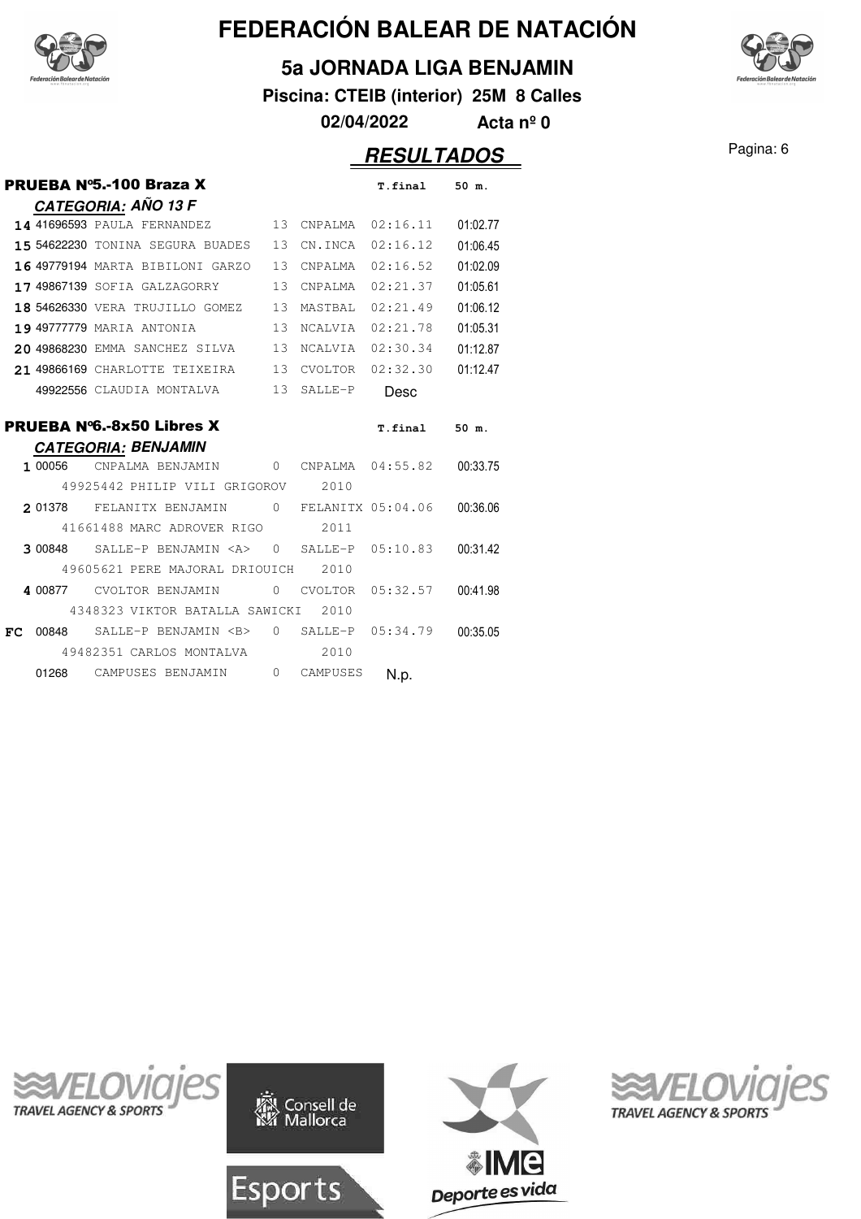# FEDERACIÓN BALEAR DE NATACIÓN

## 5a JORNADA LIGA BENJAMIN

**Piscina: CTEIB (interior) 25M 8 Calles**

**02/04/2022 Acta nº 0**

## RESULTADOS

### PRUEBA Nº5.-100 Braza X

***CATEGORIA: AÑO 13 F***

| | | | | | T.final | 50 m. |
|---|---|---|---|---|---|---|
| 14 | 41696593 | PAULA FERNANDEZ | 13 | CNPALMA | 02:16.11 | 01:02.77 |
| 15 | 54622230 | TONINA SEGURA BUADES | 13 | CN.INCA | 02:16.12 | 01:06.45 |
| 16 | 49779194 | MARTA BIBILONI GARZO | 13 | CNPALMA | 02:16.52 | 01:02.09 |
| 17 | 49867139 | SOFIA GALZAGORRY | 13 | CNPALMA | 02:21.37 | 01:05.61 |
| 18 | 54626330 | VERA TRUJILLO GOMEZ | 13 | MASTBAL | 02:21.49 | 01:06.12 |
| 19 | 49777779 | MARIA ANTONIA | 13 | NCALVIA | 02:21.78 | 01:05.31 |
| 20 | 49868230 | EMMA SANCHEZ SILVA | 13 | NCALVIA | 02:30.34 | 01:12.87 |
| 21 | 49866169 | CHARLOTTE TEIXEIRA | 13 | CVOLTOR | 02:32.30 | 01:12.47 |
| | 49922556 | CLAUDIA MONTALVA | 13 | SALLE-P | Desc | |

### PRUEBA Nº6.-8x50 Libres X

***CATEGORIA: BENJAMIN***

| | | | | | T.final | 50 m. |
|---|---|---|---|---|---|---|
| 1 | 00056 | CNPALMA BENJAMIN | 0 | CNPALMA | 04:55.82 | 00:33.75 |
| | 49925442 | PHILIP VILI GRIGOROV | 2010 | | | |
| 2 | 01378 | FELANITX BENJAMIN | 0 | FELANITX | 05:04.06 | 00:36.06 |
| | 41661488 | MARC ADROVER RIGO | 2011 | | | |
| 3 | 00848 | SALLE-P BENJAMIN <A> | 0 | SALLE-P | 05:10.83 | 00:31.42 |
| | 49605621 | PERE MAJORAL DRIOUICH | 2010 | | | |
| 4 | 00877 | CVOLTOR BENJAMIN | 0 | CVOLTOR | 05:32.57 | 00:41.98 |
| | 4348323 | VIKTOR BATALLA SAWICKI | 2010 | | | |
| FC | 00848 | SALLE-P BENJAMIN <B> | 0 | SALLE-P | 05:34.79 | 00:35.05 |
| | 49482351 | CARLOS MONTALVA | 2010 | | | |
| | 01268 | CAMPUSES BENJAMIN | 0 | CAMPUSES | N.p. | |